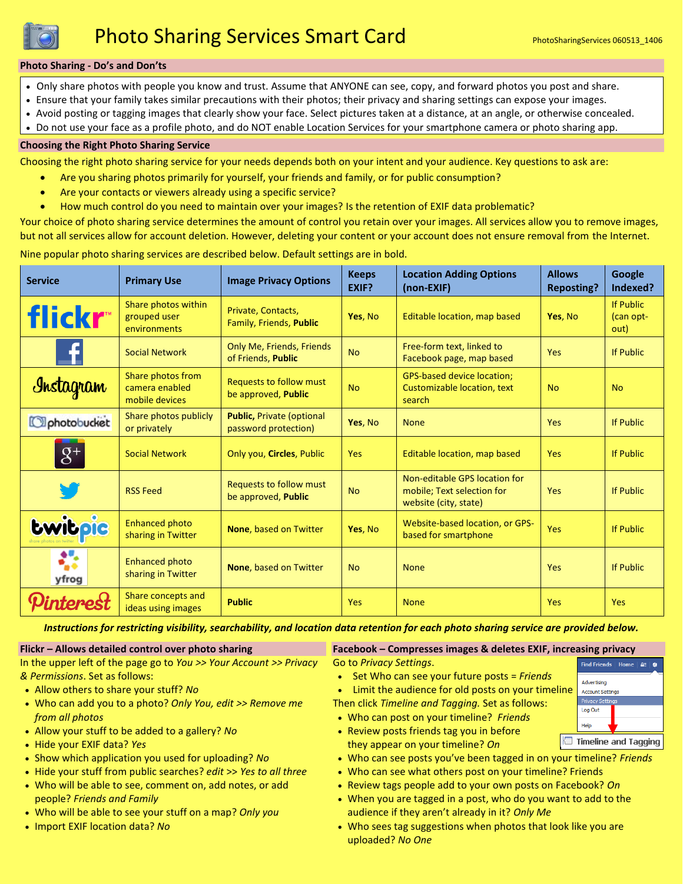# Photo Sharing Services Smart Card

PhotoSharingServices 060513_1406

## Photo Sharing - Do's and Don'ts

- Only share photos with people you know and trust. Assume that ANYONE can see, copy, and forward photos you post and share.
- Ensure that your family takes similar precautions with their photos; their privacy and sharing settings can expose your images.
- Avoid posting or tagging images that clearly show your face. Select pictures taken at a distance, at an angle, or otherwise concealed.
- Do not use your face as a profile photo, and do NOT enable Location Services for your smartphone camera or photo sharing app.

## Choosing the Right Photo Sharing Service

Choosing the right photo sharing service for your needs depends both on your intent and your audience. Key questions to ask are:

- Are you sharing photos primarily for yourself, your friends and family, or for public consumption?
- Are your contacts or viewers already using a specific service?
- How much control do you need to maintain over your images? Is the retention of EXIF data problematic?

Your choice of photo sharing service determines the amount of control you retain over your images. All services allow you to remove images, but not all services allow for account deletion. However, deleting your content or your account does not ensure removal from the Internet.

Nine popular photo sharing services are described below. Default settings are in bold.

| Service | Primary Use | Image Privacy Options | Keeps EXIF? | Location Adding Options (non-EXIF) | Allows Reposting? | Google Indexed? |
|---|---|---|---|---|---|---|
| flickr | Share photos within grouped user environments | Private, Contacts, Family, Friends, **Public** | **Yes**, No | Editable location, map based | **Yes**, No | If Public (can opt-out) |
| Facebook | Social Network | Only Me, Friends, Friends of Friends, **Public** | No | Free-form text, linked to Facebook page, map based | Yes | If Public |
| Instagram | Share photos from camera enabled mobile devices | Requests to follow must be approved, **Public** | No | GPS-based device location; Customizable location, text search | No | No |
| photobucket | Share photos publicly or privately | **Public,** Private (optional password protection) | **Yes**, No | None | Yes | If Public |
| Google+ | Social Network | Only you, **Circles**, Public | Yes | Editable location, map based | Yes | If Public |
| Twitter | RSS Feed | Requests to follow must be approved, **Public** | No | Non-editable GPS location for mobile; Text selection for website (city, state) | Yes | If Public |
| twitpic | Enhanced photo sharing in Twitter | **None**, based on Twitter | **Yes**, No | Website-based location, or GPS-based for smartphone | Yes | If Public |
| yfrog | Enhanced photo sharing in Twitter | **None**, based on Twitter | No | None | Yes | If Public |
| Pinterest | Share concepts and ideas using images | **Public** | Yes | None | Yes | Yes |

***Instructions for restricting visibility, searchability, and location data retention for each photo sharing service are provided below.***

### Flickr – Allows detailed control over photo sharing

In the upper left of the page go to *You >> Your Account >> Privacy & Permissions*. Set as follows:

- Allow others to share your stuff? *No*
- Who can add you to a photo? *Only You, edit >> Remove me from all photos*
- Allow your stuff to be added to a gallery? *No*
- Hide your EXIF data? *Yes*
- Show which application you used for uploading? *No*
- Hide your stuff from public searches? *edit >> Yes to all three*
- Who will be able to see, comment on, add notes, or add people? *Friends and Family*
- Who will be able to see your stuff on a map? *Only you*
- Import EXIF location data? *No*

### Facebook – Compresses images & deletes EXIF, increasing privacy

Go to *Privacy Settings*.

- Set Who can see your future posts = *Friends*
- Limit the audience for old posts on your timeline

Then click *Timeline and Tagging.* Set as follows:

- Who can post on your timeline? *Friends*
- Review posts friends tag you in before they appear on your timeline? *On*
- Who can see posts you've been tagged in on your timeline? *Friends*
- Who can see what others post on your timeline? Friends
- Review tags people add to your own posts on Facebook? *On*
- When you are tagged in a post, who do you want to add to the audience if they aren't already in it? *Only Me*
- Who sees tag suggestions when photos that look like you are uploaded? *No One*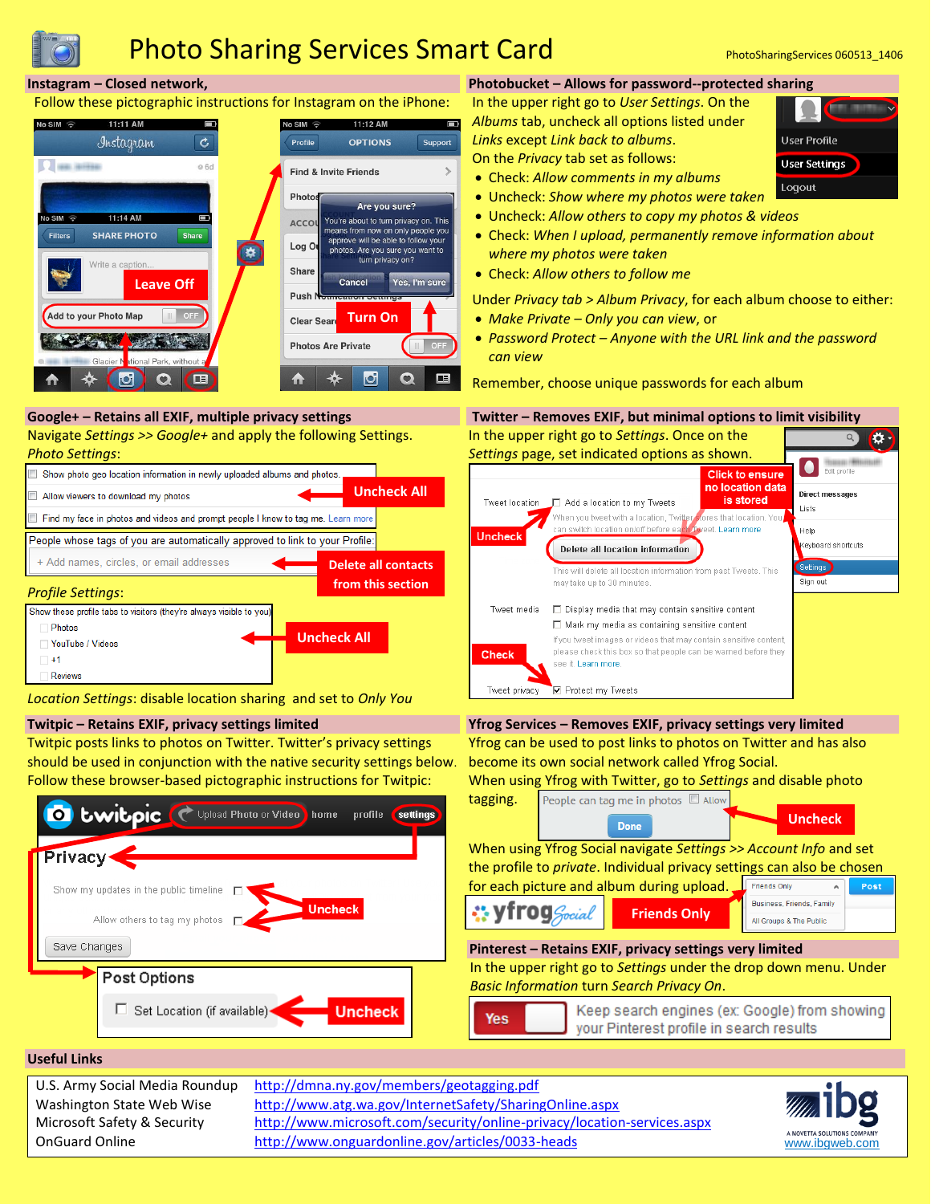# Photo Sharing Services Smart Card

PhotoSharingServices 060513_1406

## Instagram – Closed network,

Follow these pictographic instructions for Instagram on the iPhone:

Leave Off

Add to your Photo Map OFF

Turn On

Photos Are Private OFF

Are you sure?

You're about to turn privacy on. This means from now on only people you approve will be able to follow your photos. Are you sure you want to turn privacy on?

Cancel | Yes, I'm sure

## Photobucket – Allows for password--protected sharing

In the upper right go to *User Settings*. On the *Albums* tab, uncheck all options listed under *Links* except *Link back to albums*.

On the *Privacy* tab set as follows:

- Check: *Allow comments in my albums*
- Uncheck: *Show where my photos were taken*
- Uncheck: *Allow others to copy my photos & videos*
- Check: *When I upload, permanently remove information about where my photos were taken*
- Check: *Allow others to follow me*

Under *Privacy tab > Album Privacy*, for each album choose to either:

- *Make Private – Only you can view*, or
- *Password Protect – Anyone with the URL link and the password can view*

Remember, choose unique passwords for each album

User Profile

User Settings

Logout

## Google+ – Retains all EXIF, multiple privacy settings

Navigate *Settings >> Google+* and apply the following Settings.

*Photo Settings*:

- Show photo geo location information in newly uploaded albums and photos.
- Allow viewers to download my photos
- Find my face in photos and videos and prompt people I know to tag me. Learn more

Uncheck All

People whose tags of you are automatically approved to link to your Profile:

+ Add names, circles, or email addresses

Delete all contacts from this section

*Profile Settings*:

Show these profile tabs to visitors (they're always visible to you)

- Photos
- YouTube / Videos
- +1
- Reviews

Uncheck All

*Location Settings*: disable location sharing and set to *Only You*

## Twitter – Removes EXIF, but minimal options to limit visibility

In the upper right go to *Settings*. Once on the *Settings* page, set indicated options as shown.

Tweet location: Add a location to my Tweets — Uncheck

Click to ensure no location data is stored: Delete all location information

This will delete all location information from past Tweets. This may take up to 30 minutes.

Tweet media: Display media that may contain sensitive content; Mark my media as containing sensitive content

Tweet privacy: Protect my Tweets — Check

## Twitpic – Retains EXIF, privacy settings limited

Twitpic posts links to photos on Twitter. Twitter's privacy settings should be used in conjunction with the native security settings below. Follow these browser-based pictographic instructions for Twitpic:

twitpic — Upload Photo or Video | home | profile | settings

Privacy

- Show my updates in the public timeline
- Allow others to tag my photos

Uncheck

Save Changes

Post Options

- Set Location (if available) — Uncheck

## Yfrog Services – Removes EXIF, privacy settings very limited

Yfrog can be used to post links to photos on Twitter and has also become its own social network called Yfrog Social.

When using Yfrog with Twitter, go to *Settings* and disable photo tagging.

People can tag me in photos — Allow — Uncheck

Done

When using Yfrog Social navigate *Settings >> Account Info* and set the profile to *private*. Individual privacy settings can also be chosen for each picture and album during upload.

yfrog Social — Friends Only

Friends Only | Business, Friends, Family | All Groups & The Public — Post

## Pinterest – Retains EXIF, privacy settings very limited

In the upper right go to *Settings* under the drop down menu. Under *Basic Information* turn *Search Privacy On*.

Yes — Keep search engines (ex: Google) from showing your Pinterest profile in search results

## Useful Links

| | |
|---|---|
| U.S. Army Social Media Roundup | http://dmna.ny.gov/members/geotagging.pdf |
| Washington State Web Wise | http://www.atg.wa.gov/InternetSafety/SharingOnline.aspx |
| Microsoft Safety & Security | http://www.microsoft.com/security/online-privacy/location-services.aspx |
| OnGuard Online | http://www.onguardonline.gov/articles/0033-heads |

ibg — A NOVETTA SOLUTIONS COMPANY — www.ibgweb.com